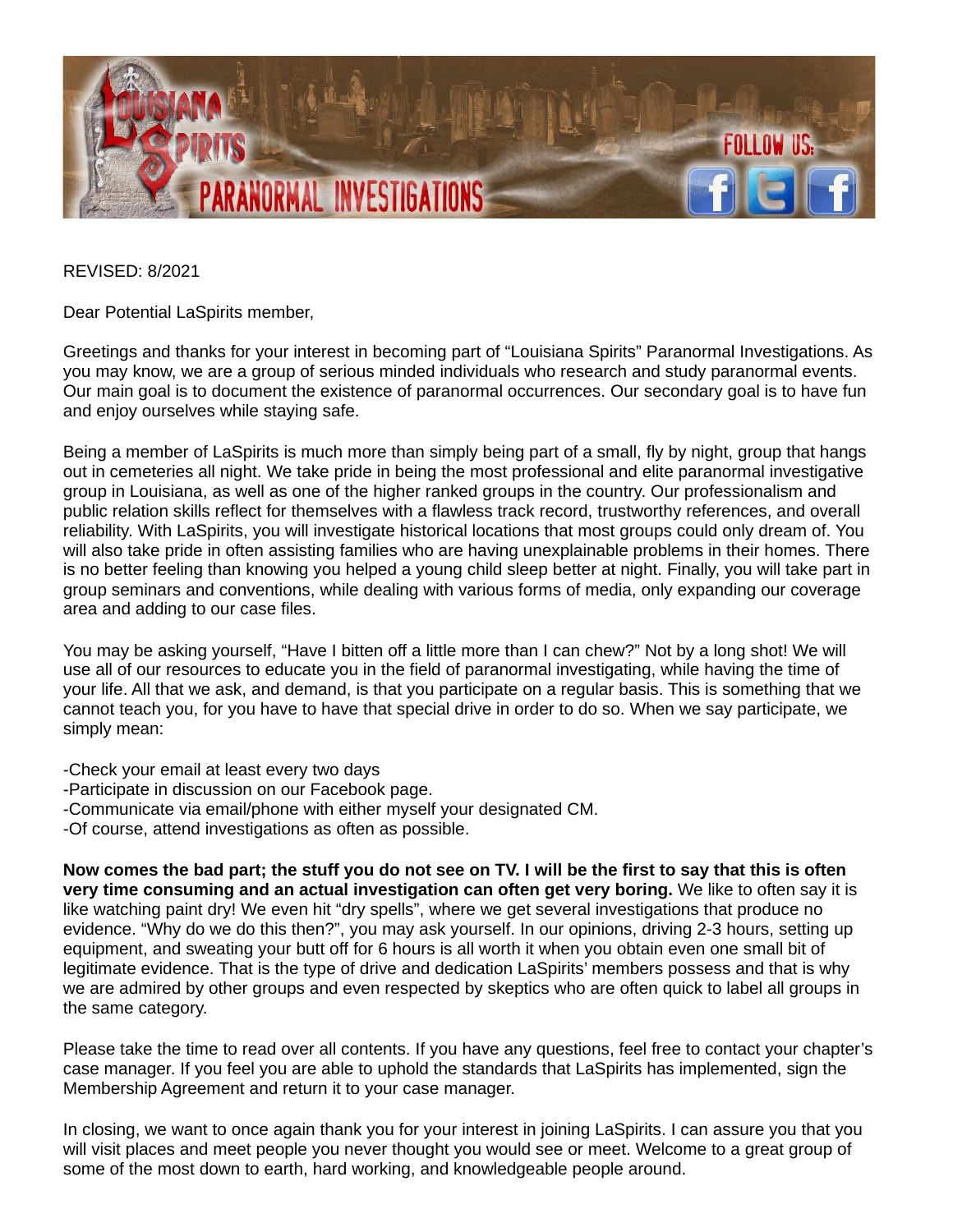REVISED: 8/2021

Dear Potential LaSpirits member,

Greetings and thanks for your interest in becoming part of "Louisiana Spirits" Paranormal Investigations. As you may know, we are a group of serious minded individuals who research and study paranormal events. Our main goal is to document the existence of paranormal occurrences. Our secondary goal is to have fun and enjoy ourselves while staying safe.

Being a member of LaSpirits is much more than simply being part of a small, fly by night, group that hangs out in cemeteries all night. We take pride in being the most professional and elite paranormal investigative group in Louisiana, as well as one of the higher ranked groups in the country. Our professionalism and public relation skills reflect for themselves with a flawless track record, trustworthy references, and overall reliability. With LaSpirits, you will investigate historical locations that most groups could only dream of. You will also take pride in often assisting families who are having unexplainable problems in their homes. There is no better feeling than knowing you helped a young child sleep better at night. Finally, you will take part in group seminars and conventions, while dealing with various forms of media, only expanding our coverage area and adding to our case files.

You may be asking yourself, "Have I bitten off a little more than I can chew?" Not by a long shot! We will use all of our resources to educate you in the field of paranormal investigating, while having the time of your life. All that we ask, and demand, is that you participate on a regular basis. This is something that we cannot teach you, for you have to have that special drive in order to do so. When we say participate, we simply mean:

-Check your email at least every two days
-Participate in discussion on our Facebook page.
-Communicate via email/phone with either myself your designated CM.
-Of course, attend investigations as often as possible.

**Now comes the bad part; the stuff you do not see on TV. I will be the first to say that this is often very time consuming and an actual investigation can often get very boring.** We like to often say it is like watching paint dry! We even hit "dry spells", where we get several investigations that produce no evidence. "Why do we do this then?", you may ask yourself. In our opinions, driving 2-3 hours, setting up equipment, and sweating your butt off for 6 hours is all worth it when you obtain even one small bit of legitimate evidence. That is the type of drive and dedication LaSpirits' members possess and that is why we are admired by other groups and even respected by skeptics who are often quick to label all groups in the same category.

Please take the time to read over all contents. If you have any questions, feel free to contact your chapter's case manager. If you feel you are able to uphold the standards that LaSpirits has implemented, sign the Membership Agreement and return it to your case manager.

In closing, we want to once again thank you for your interest in joining LaSpirits. I can assure you that you will visit places and meet people you never thought you would see or meet. Welcome to a great group of some of the most down to earth, hard working, and knowledgeable people around.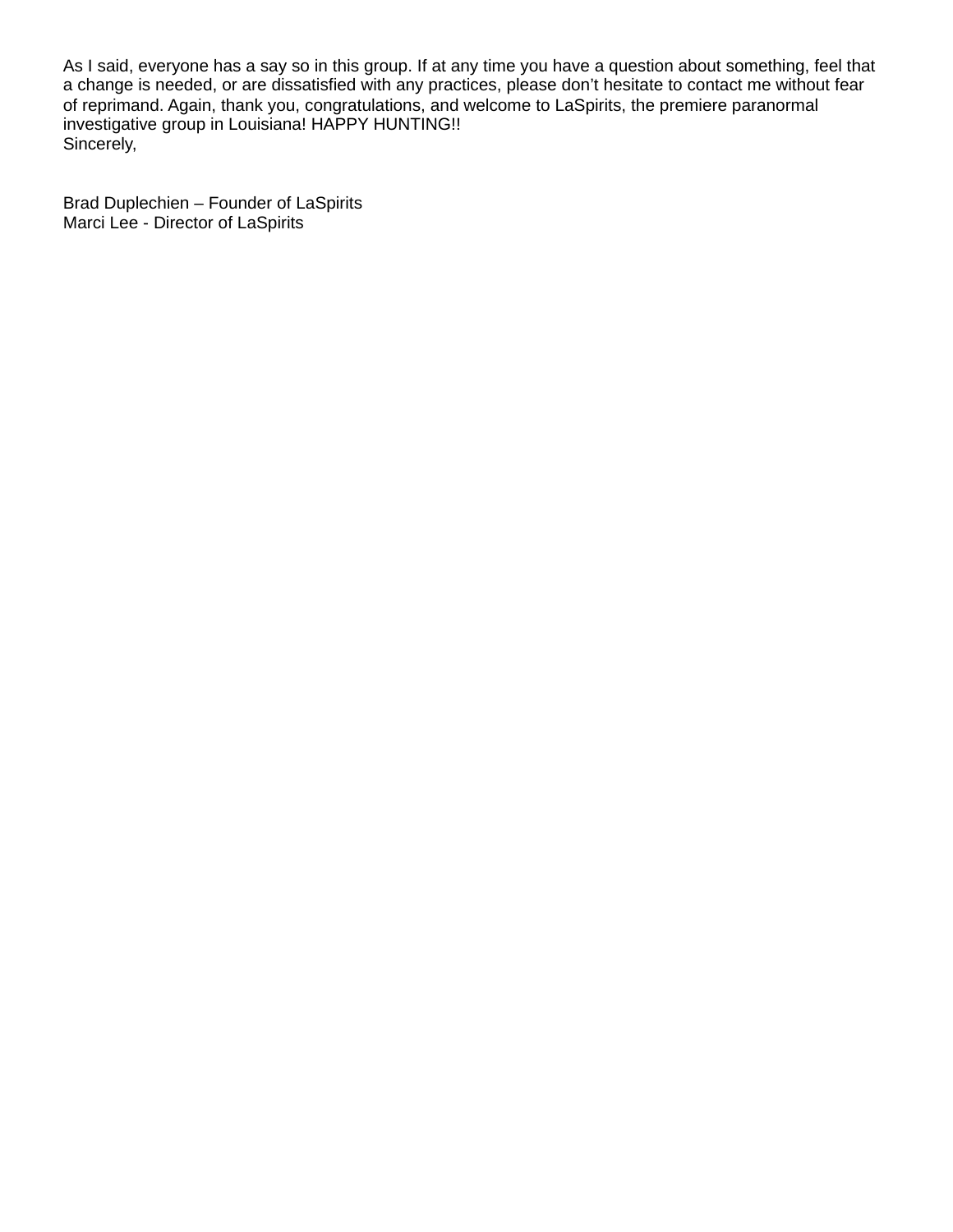As I said, everyone has a say so in this group. If at any time you have a question about something, feel that a change is needed, or are dissatisfied with any practices, please don't hesitate to contact me without fear of reprimand. Again, thank you, congratulations, and welcome to LaSpirits, the premiere paranormal investigative group in Louisiana! HAPPY HUNTING!!

Sincerely,

Brad Duplechien – Founder of LaSpirits  
Marci Lee - Director of LaSpirits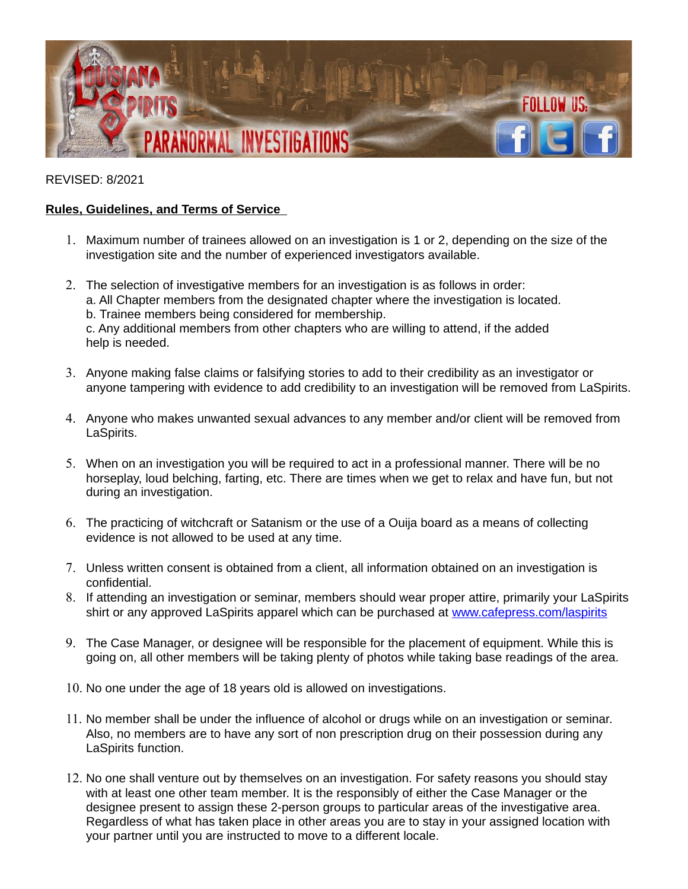REVISED: 8/2021

**Rules, Guidelines, and Terms of Service**

1. Maximum number of trainees allowed on an investigation is 1 or 2, depending on the size of the investigation site and the number of experienced investigators available.

2. The selection of investigative members for an investigation is as follows in order:
   a. All Chapter members from the designated chapter where the investigation is located.
   b. Trainee members being considered for membership.
   c. Any additional members from other chapters who are willing to attend, if the added help is needed.

3. Anyone making false claims or falsifying stories to add to their credibility as an investigator or anyone tampering with evidence to add credibility to an investigation will be removed from LaSpirits.

4. Anyone who makes unwanted sexual advances to any member and/or client will be removed from LaSpirits.

5. When on an investigation you will be required to act in a professional manner. There will be no horseplay, loud belching, farting, etc. There are times when we get to relax and have fun, but not during an investigation.

6. The practicing of witchcraft or Satanism or the use of a Ouija board as a means of collecting evidence is not allowed to be used at any time.

7. Unless written consent is obtained from a client, all information obtained on an investigation is confidential.

8. If attending an investigation or seminar, members should wear proper attire, primarily your LaSpirits shirt or any approved LaSpirits apparel which can be purchased at [www.cafepress.com/laspirits](http://www.cafepress.com/laspirits)

9. The Case Manager, or designee will be responsible for the placement of equipment. While this is going on, all other members will be taking plenty of photos while taking base readings of the area.

10. No one under the age of 18 years old is allowed on investigations.

11. No member shall be under the influence of alcohol or drugs while on an investigation or seminar. Also, no members are to have any sort of non prescription drug on their possession during any LaSpirits function.

12. No one shall venture out by themselves on an investigation. For safety reasons you should stay with at least one other team member. It is the responsibly of either the Case Manager or the designee present to assign these 2-person groups to particular areas of the investigative area. Regardless of what has taken place in other areas you are to stay in your assigned location with your partner until you are instructed to move to a different locale.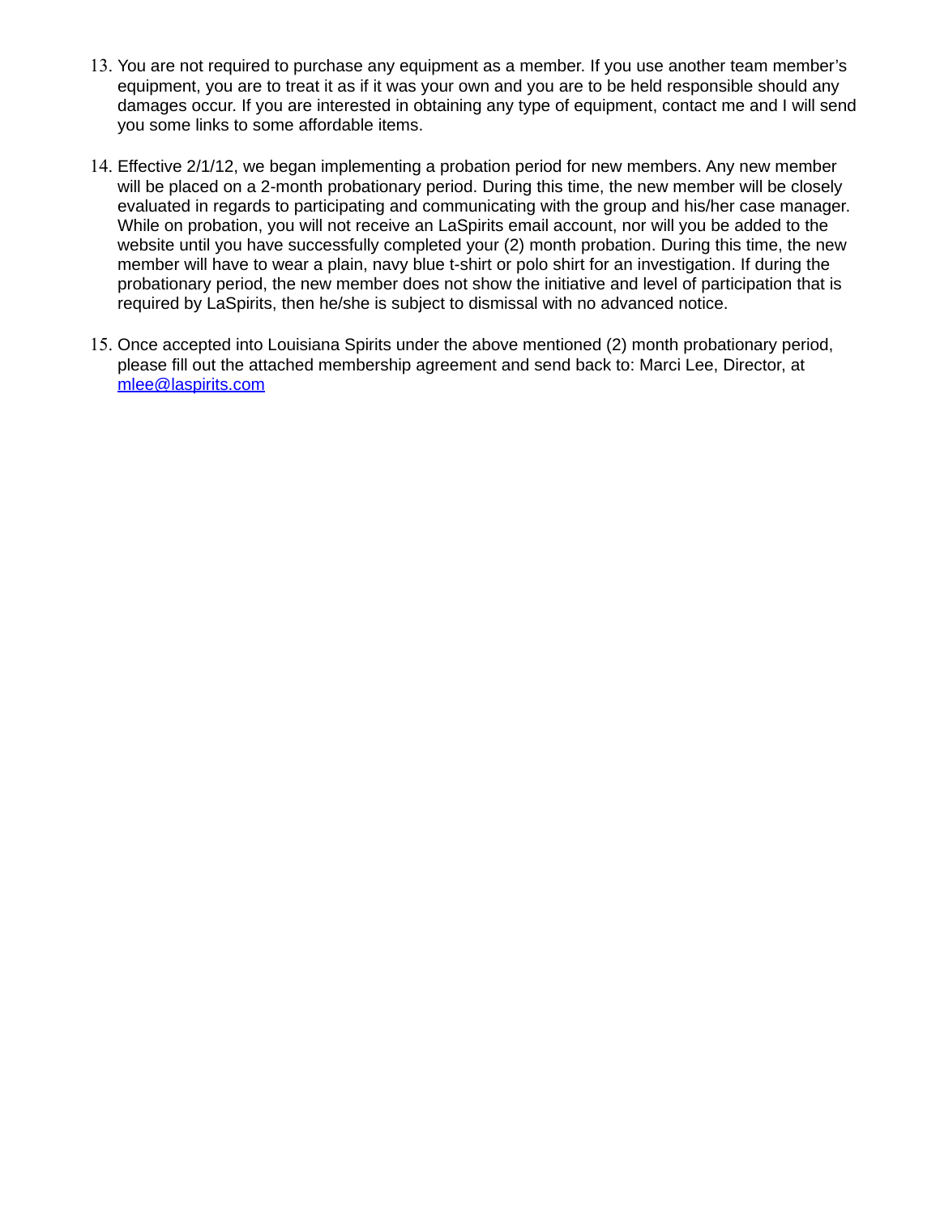13. You are not required to purchase any equipment as a member. If you use another team member's equipment, you are to treat it as if it was your own and you are to be held responsible should any damages occur. If you are interested in obtaining any type of equipment, contact me and I will send you some links to some affordable items.

14. Effective 2/1/12, we began implementing a probation period for new members. Any new member will be placed on a 2-month probationary period. During this time, the new member will be closely evaluated in regards to participating and communicating with the group and his/her case manager. While on probation, you will not receive an LaSpirits email account, nor will you be added to the website until you have successfully completed your (2) month probation. During this time, the new member will have to wear a plain, navy blue t-shirt or polo shirt for an investigation. If during the probationary period, the new member does not show the initiative and level of participation that is required by LaSpirits, then he/she is subject to dismissal with no advanced notice.

15. Once accepted into Louisiana Spirits under the above mentioned (2) month probationary period, please fill out the attached membership agreement and send back to: Marci Lee, Director, at [mlee@laspirits.com](mailto:mlee@laspirits.com)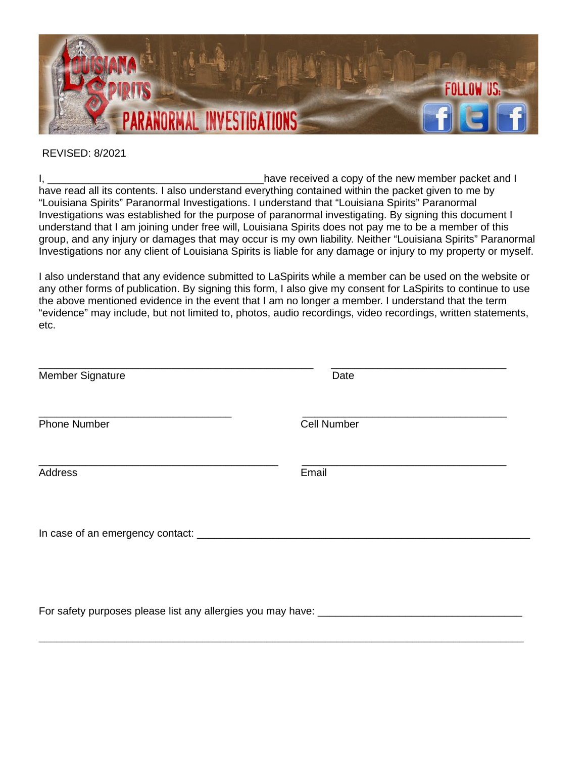REVISED: 8/2021

I, ____________________________________have received a copy of the new member packet and I have read all its contents. I also understand everything contained within the packet given to me by "Louisiana Spirits" Paranormal Investigations. I understand that "Louisiana Spirits" Paranormal Investigations was established for the purpose of paranormal investigating. By signing this document I understand that I am joining under free will, Louisiana Spirits does not pay me to be a member of this group, and any injury or damages that may occur is my own liability. Neither "Louisiana Spirits" Paranormal Investigations nor any client of Louisiana Spirits is liable for any damage or injury to my property or myself.

I also understand that any evidence submitted to LaSpirits while a member can be used on the website or any other forms of publication. By signing this form, I also give my consent for LaSpirits to continue to use the above mentioned evidence in the event that I am no longer a member. I understand that the term "evidence" may include, but not limited to, photos, audio recordings, video recordings, written statements, etc.

______________________________________________ ______________________________
Member Signature Date

________________________________ __________________________________
Phone Number Cell Number

________________________________________ __________________________________
Address Email

In case of an emergency contact: ________________________________________________________

For safety purposes please list any allergies you may have: __________________________________

________________________________________________________________________________